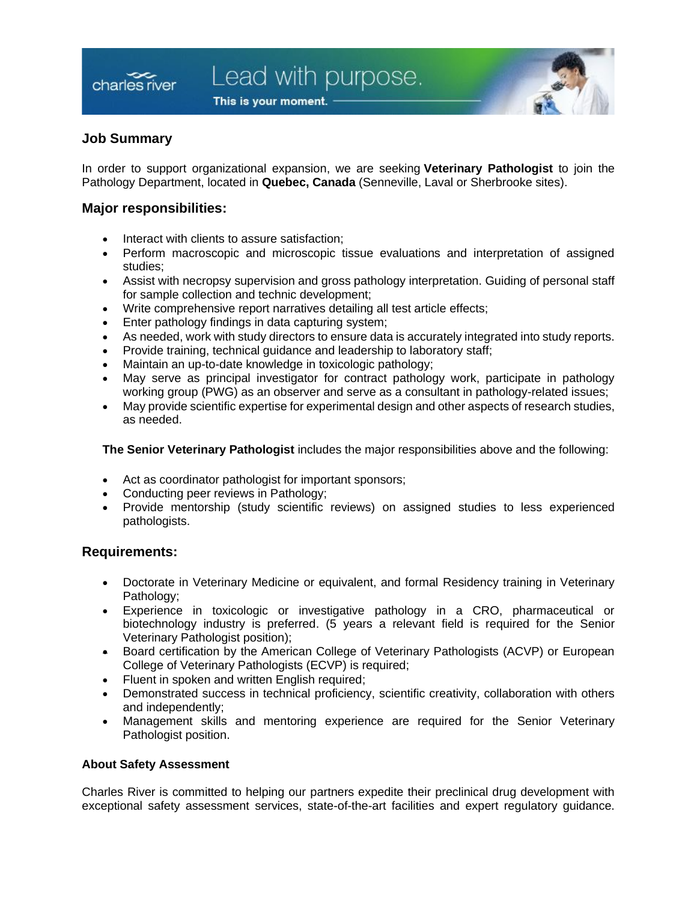charles river

Lead with purpose.

This is your moment.

## Job Summary

In order to support organizational expansion, we are seeking **Veterinary Pathologist** to join the Pathology Department, located in **Quebec, Canada** (Senneville, Laval or Sherbrooke sites).

## Major responsibilities:

- Interact with clients to assure satisfaction;
- Perform macroscopic and microscopic tissue evaluations and interpretation of assigned studies;
- Assist with necropsy supervision and gross pathology interpretation. Guiding of personal staff for sample collection and technic development;
- Write comprehensive report narratives detailing all test article effects;
- Enter pathology findings in data capturing system;
- As needed, work with study directors to ensure data is accurately integrated into study reports.
- Provide training, technical guidance and leadership to laboratory staff;
- Maintain an up-to-date knowledge in toxicologic pathology;
- May serve as principal investigator for contract pathology work, participate in pathology working group (PWG) as an observer and serve as a consultant in pathology-related issues;
- May provide scientific expertise for experimental design and other aspects of research studies, as needed.

**The Senior Veterinary Pathologist** includes the major responsibilities above and the following:

- Act as coordinator pathologist for important sponsors;
- Conducting peer reviews in Pathology;
- Provide mentorship (study scientific reviews) on assigned studies to less experienced pathologists.

## Requirements:

- Doctorate in Veterinary Medicine or equivalent, and formal Residency training in Veterinary Pathology;
- Experience in toxicologic or investigative pathology in a CRO, pharmaceutical or biotechnology industry is preferred. (5 years a relevant field is required for the Senior Veterinary Pathologist position);
- Board certification by the American College of Veterinary Pathologists (ACVP) or European College of Veterinary Pathologists (ECVP) is required;
- Fluent in spoken and written English required;
- Demonstrated success in technical proficiency, scientific creativity, collaboration with others and independently;
- Management skills and mentoring experience are required for the Senior Veterinary Pathologist position.

### About Safety Assessment

Charles River is committed to helping our partners expedite their preclinical drug development with exceptional safety assessment services, state-of-the-art facilities and expert regulatory guidance.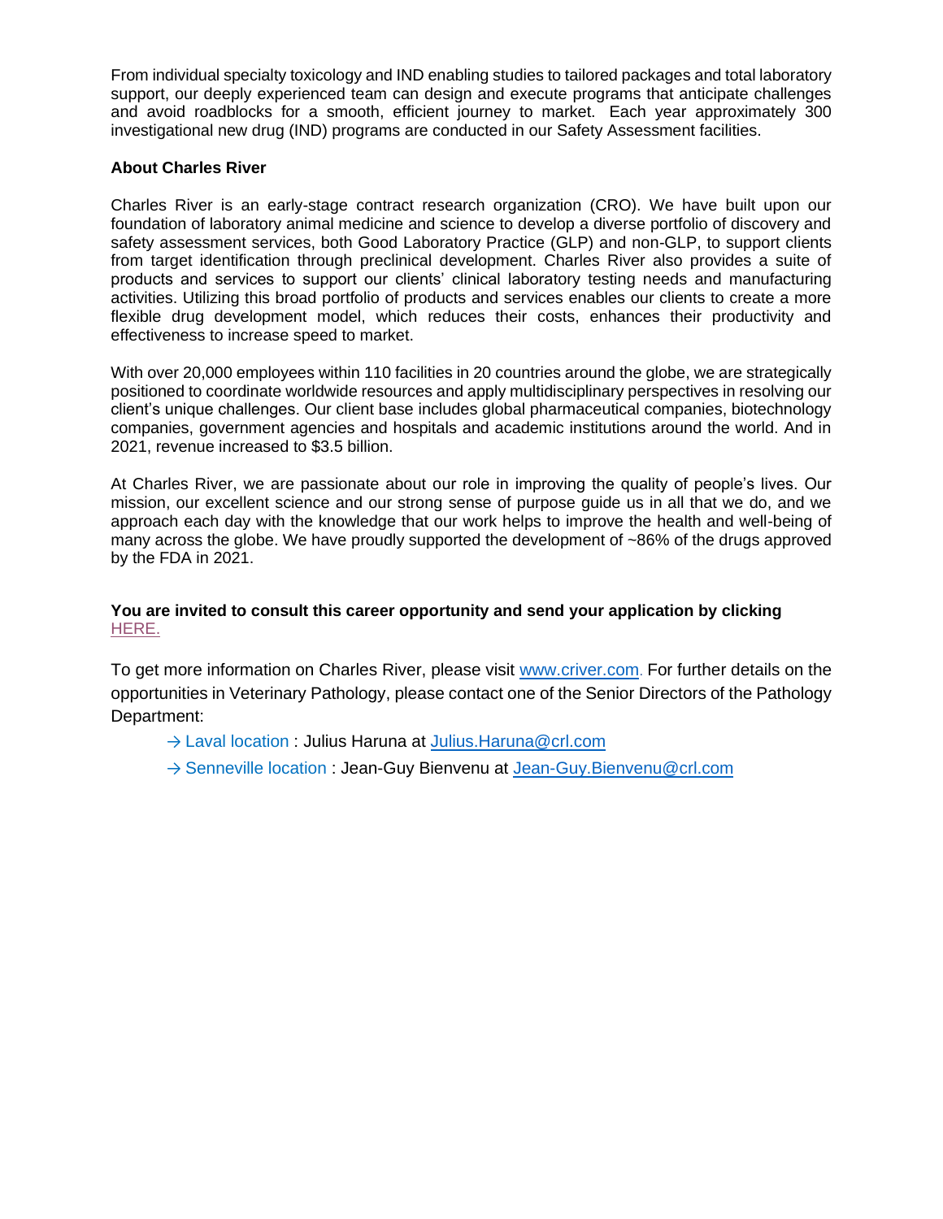From individual specialty toxicology and IND enabling studies to tailored packages and total laboratory support, our deeply experienced team can design and execute programs that anticipate challenges and avoid roadblocks for a smooth, efficient journey to market. Each year approximately 300 investigational new drug (IND) programs are conducted in our Safety Assessment facilities.

**About Charles River**

Charles River is an early-stage contract research organization (CRO). We have built upon our foundation of laboratory animal medicine and science to develop a diverse portfolio of discovery and safety assessment services, both Good Laboratory Practice (GLP) and non-GLP, to support clients from target identification through preclinical development. Charles River also provides a suite of products and services to support our clients' clinical laboratory testing needs and manufacturing activities. Utilizing this broad portfolio of products and services enables our clients to create a more flexible drug development model, which reduces their costs, enhances their productivity and effectiveness to increase speed to market.

With over 20,000 employees within 110 facilities in 20 countries around the globe, we are strategically positioned to coordinate worldwide resources and apply multidisciplinary perspectives in resolving our client's unique challenges. Our client base includes global pharmaceutical companies, biotechnology companies, government agencies and hospitals and academic institutions around the world. And in 2021, revenue increased to $3.5 billion.

At Charles River, we are passionate about our role in improving the quality of people's lives. Our mission, our excellent science and our strong sense of purpose guide us in all that we do, and we approach each day with the knowledge that our work helps to improve the health and well-being of many across the globe. We have proudly supported the development of ~86% of the drugs approved by the FDA in 2021.

**You are invited to consult this career opportunity and send your application by clicking** HERE.

To get more information on Charles River, please visit www.criver.com. For further details on the opportunities in Veterinary Pathology, please contact one of the Senior Directors of the Pathology Department:

- → Laval location : Julius Haruna at Julius.Haruna@crl.com
- → Senneville location : Jean-Guy Bienvenu at Jean-Guy.Bienvenu@crl.com